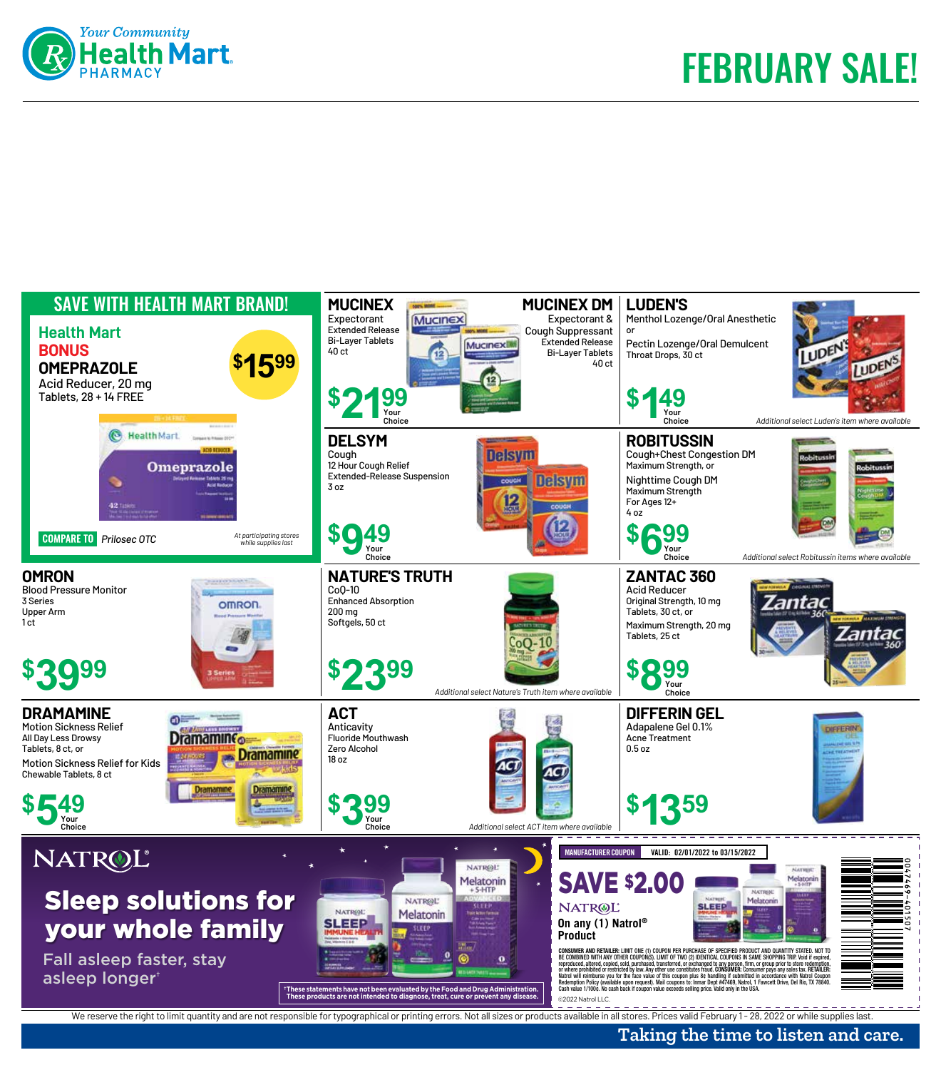Your Community Health Mart PHARMACY

# FEBRUARY SALE!

## SAVE WITH HEALTH MART BRAND!

**Health Mart BONUS OMEPRAZOLE**
Acid Reducer, 20 mg
Tablets, 28 + 14 FREE

**$15.99**

COMPARE TO *Prilosec OTC*

*At participating stores while supplies last*

## MUCINEX
Expectorant
Extended Release
Bi-Layer Tablets
40 ct

## MUCINEX DM
Expectorant & Cough Suppressant
Extended Release
Bi-Layer Tablets
40 ct

**$21.99** Your Choice

## LUDEN'S
Menthol Lozenge/Oral Anesthetic
or
Pectin Lozenge/Oral Demulcent
Throat Drops, 30 ct

**$1.49** Your Choice

*Additional select Luden's item where available*

## DELSYM
Cough
12 Hour Cough Relief
Extended-Release Suspension
3 oz

**$9.49** Your Choice

## ROBITUSSIN
Cough+Chest Congestion DM
Maximum Strength, or
Nighttime Cough DM
Maximum Strength
For Ages 12+
4 oz

**$6.99** Your Choice

*Additional select Robitussin items where available*

## OMRON
Blood Pressure Monitor
3 Series
Upper Arm
1 ct

**$39.99**

## NATURE'S TRUTH
CoQ-10
Enhanced Absorption
200 mg
Softgels, 50 ct

**$23.99**

*Additional select Nature's Truth item where available*

## ZANTAC 360
Acid Reducer
Original Strength, 10 mg
Tablets, 30 ct, or
Maximum Strength, 20 mg
Tablets, 25 ct

**$8.99** Your Choice

## DRAMAMINE
Motion Sickness Relief
All Day Less Drowsy
Tablets, 8 ct, or
Motion Sickness Relief for Kids
Chewable Tablets, 8 ct

**$5.49** Your Choice

## ACT
Anticavity
Fluoride Mouthwash
Zero Alcohol
18 oz

**$3.99** Your Choice

*Additional select ACT item where available*

## DIFFERIN GEL
Adapalene Gel 0.1%
Acne Treatment
0.5 oz

**$13.59**

## NATROL®

**Sleep solutions for your whole family**

Fall asleep faster, stay asleep longer†

†These statements have not been evaluated by the Food and Drug Administration. These products are not intended to diagnose, treat, cure or prevent any disease.

MANUFACTURER COUPON VALID: 02/01/2022 to 03/15/2022

**SAVE $2.00**

NATROL
On any (1) Natrol® Product

CONSUMER AND RETAILER: LIMIT ONE (1) COUPON PER PURCHASE OF SPECIFIED PRODUCT AND QUANTITY STATED. NOT TO BE COMBINED WITH ANY OTHER COUPON(S). LIMIT OF TWO (2) IDENTICAL COUPONS IN SAME SHOPPING TRIP. Void if expired, reproduced, altered, copied, sold, purchased, transferred, or exchanged to any person, firm, or group prior to store redemption, or where prohibited or restricted by law. Any other use constitutes fraud. CONSUMER: Consumer pays any sales tax. RETAILER: Natrol will reimburse you for the face value of this coupon plus 8¢ handling if submitted in accordance with Natrol Coupon Redemption Policy (available upon request). Mail coupons to: Inmar Dept #47469, Natrol, 1 Fawcett Drive, Del Rio, TX 78840. Cash value 1/100¢. No cash back if coupon value exceeds selling price. Valid only in the USA.

©2022 Natrol LLC.

0047469-401507

We reserve the right to limit quantity and are not responsible for typographical or printing errors. Not all sizes or products available in all stores. Prices valid February 1 - 28, 2022 or while supplies last.

Taking the time to listen and care.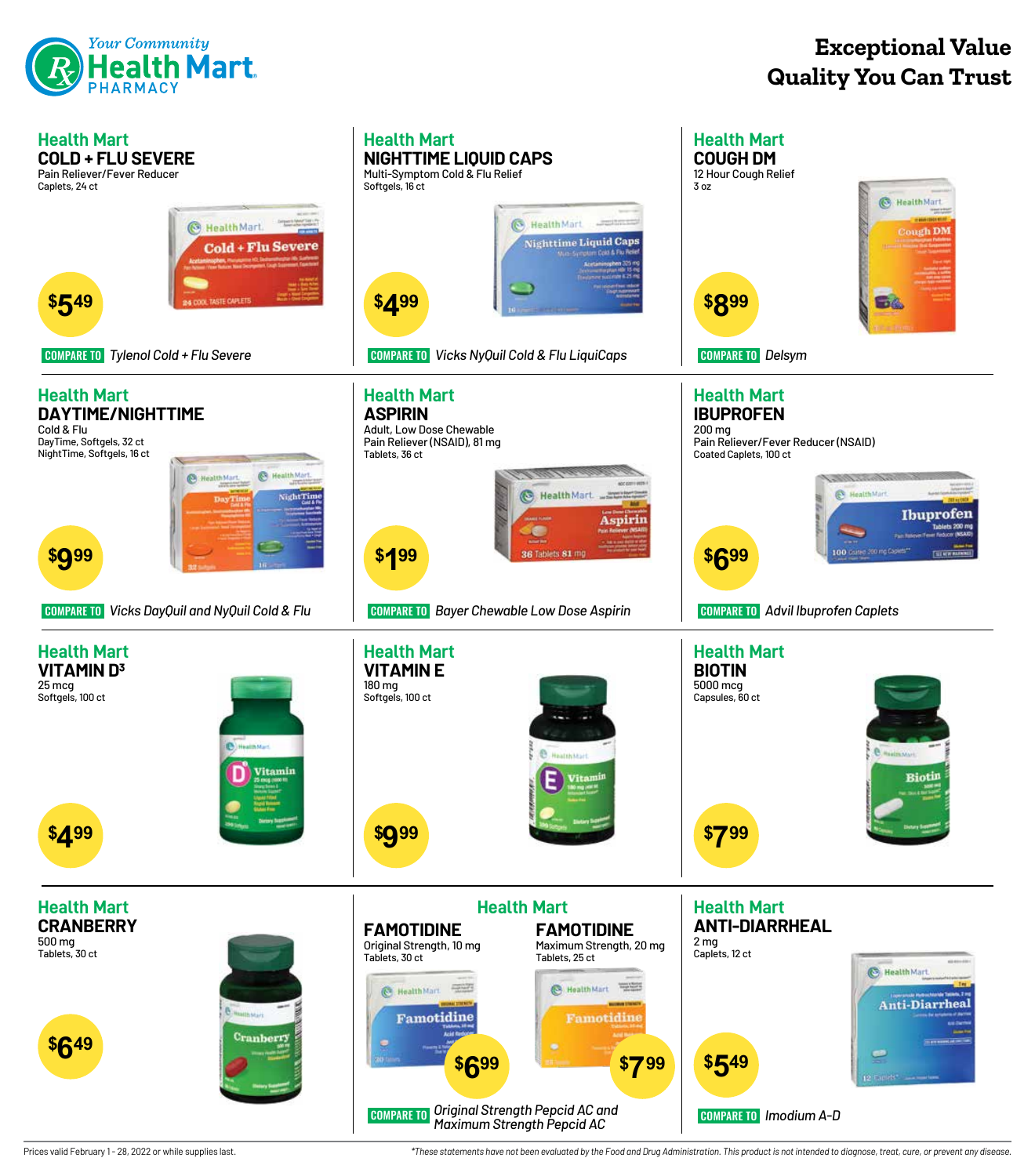Your Community **Health Mart** PHARMACY

# Exceptional Value Quality You Can Trust

## Health Mart COLD + FLU SEVERE
Pain Reliever/Fever Reducer
Caplets, 24 ct

**$5.49**

COMPARE TO *Tylenol Cold + Flu Severe*

## Health Mart NIGHTTIME LIQUID CAPS
Multi-Symptom Cold & Flu Relief
Softgels, 16 ct

**$4.99**

COMPARE TO *Vicks NyQuil Cold & Flu LiquiCaps*

## Health Mart COUGH DM
12 Hour Cough Relief
3 oz

**$8.99**

COMPARE TO *Delsym*

## Health Mart DAYTIME/NIGHTTIME
Cold & Flu
DayTime, Softgels, 32 ct
NightTime, Softgels, 16 ct

**$9.99**

COMPARE TO *Vicks DayQuil and NyQuil Cold & Flu*

## Health Mart ASPIRIN
Adult, Low Dose Chewable
Pain Reliever (NSAID), 81 mg
Tablets, 36 ct

**$1.99**

COMPARE TO *Bayer Chewable Low Dose Aspirin*

## Health Mart IBUPROFEN
200 mg
Pain Reliever/Fever Reducer (NSAID)
Coated Caplets, 100 ct

**$6.99**

COMPARE TO *Advil Ibuprofen Caplets*

## Health Mart VITAMIN D³
25 mcg
Softgels, 100 ct

**$4.99**

## Health Mart VITAMIN E
180 mg
Softgels, 100 ct

**$9.99**

## Health Mart BIOTIN
5000 mcg
Capsules, 60 ct

**$7.99**

## Health Mart CRANBERRY
500 mg
Tablets, 30 ct

**$6.49**

## Health Mart FAMOTIDINE

**FAMOTIDINE**
Original Strength, 10 mg
Tablets, 30 ct

**$6.99**

**FAMOTIDINE**
Maximum Strength, 20 mg
Tablets, 25 ct

**$7.99**

COMPARE TO *Original Strength Pepcid AC and Maximum Strength Pepcid AC*

## Health Mart ANTI-DIARRHEAL
2 mg
Caplets, 12 ct

**$5.49**

COMPARE TO *Imodium A-D*

Prices valid February 1 - 28, 2022 or while supplies last.

*These statements have not been evaluated by the Food and Drug Administration. This product is not intended to diagnose, treat, cure, or prevent any disease.